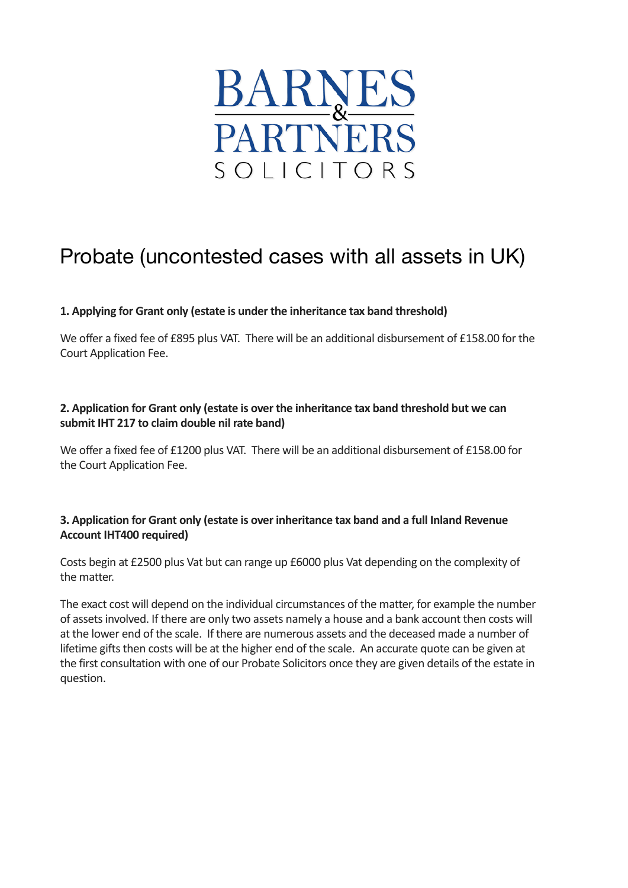# BARNES & PARTNERS SOLICITORS

## Probate (uncontested cases with all assets in UK)

**1. Applying for Grant only (estate is under the inheritance tax band threshold)**

We offer a fixed fee of £895 plus VAT. There will be an additional disbursement of £158.00 for the Court Application Fee.

**2. Application for Grant only (estate is over the inheritance tax band threshold but we can submit IHT 217 to claim double nil rate band)**

We offer a fixed fee of £1200 plus VAT. There will be an additional disbursement of £158.00 for the Court Application Fee.

**3. Application for Grant only (estate is over inheritance tax band and a full Inland Revenue Account IHT400 required)**

Costs begin at £2500 plus Vat but can range up £6000 plus Vat depending on the complexity of the matter.

The exact cost will depend on the individual circumstances of the matter, for example the number of assets involved. If there are only two assets namely a house and a bank account then costs will at the lower end of the scale. If there are numerous assets and the deceased made a number of lifetime gifts then costs will be at the higher end of the scale. An accurate quote can be given at the first consultation with one of our Probate Solicitors once they are given details of the estate in question.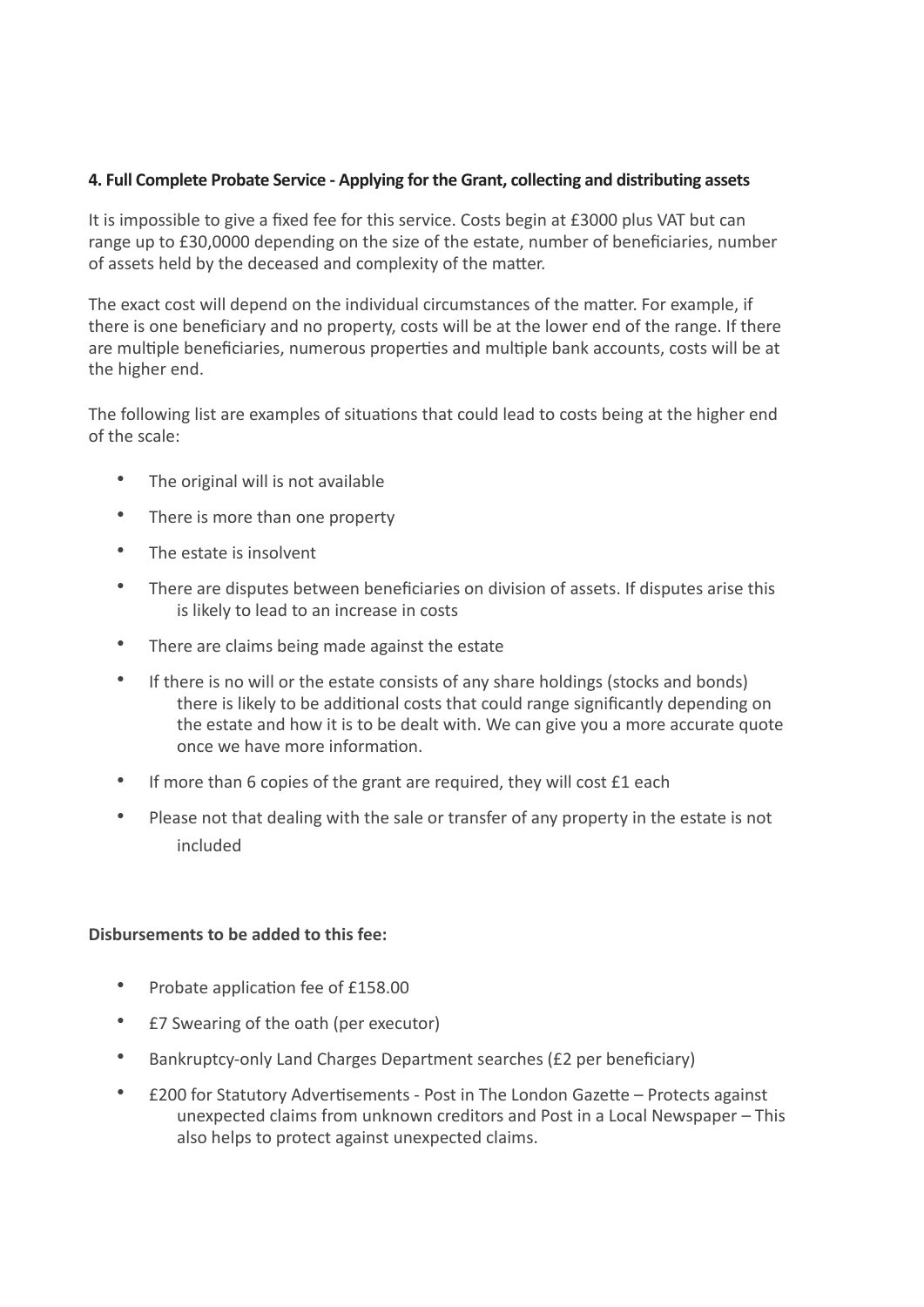**4. Full Complete Probate Service - Applying for the Grant, collecting and distributing assets**

It is impossible to give a fixed fee for this service. Costs begin at £3000 plus VAT but can range up to £30,0000 depending on the size of the estate, number of beneficiaries, number of assets held by the deceased and complexity of the matter.

The exact cost will depend on the individual circumstances of the matter. For example, if there is one beneficiary and no property, costs will be at the lower end of the range. If there are multiple beneficiaries, numerous properties and multiple bank accounts, costs will be at the higher end.

The following list are examples of situations that could lead to costs being at the higher end of the scale:

- The original will is not available
- There is more than one property
- The estate is insolvent
- There are disputes between beneficiaries on division of assets. If disputes arise this is likely to lead to an increase in costs
- There are claims being made against the estate
- If there is no will or the estate consists of any share holdings (stocks and bonds) there is likely to be additional costs that could range significantly depending on the estate and how it is to be dealt with. We can give you a more accurate quote once we have more information.
- If more than 6 copies of the grant are required, they will cost £1 each
- Please not that dealing with the sale or transfer of any property in the estate is not included

**Disbursements to be added to this fee:**

- Probate application fee of £158.00
- £7 Swearing of the oath (per executor)
- Bankruptcy-only Land Charges Department searches (£2 per beneficiary)
- £200 for Statutory Advertisements - Post in The London Gazette – Protects against unexpected claims from unknown creditors and Post in a Local Newspaper – This also helps to protect against unexpected claims.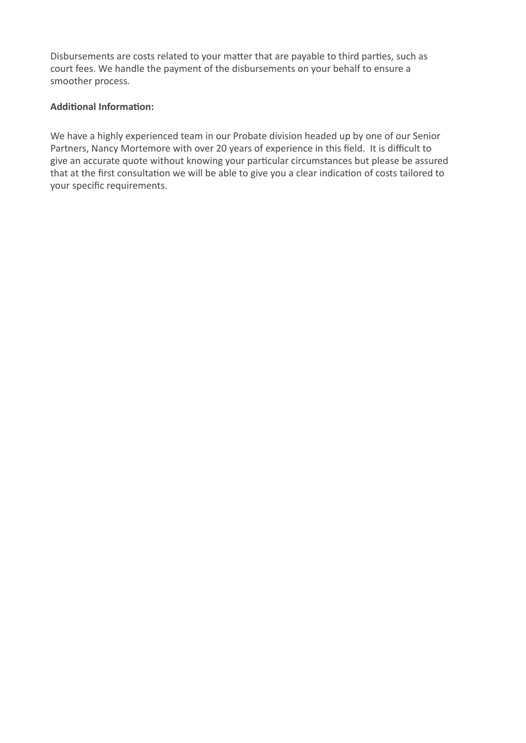Disbursements are costs related to your matter that are payable to third parties, such as court fees. We handle the payment of the disbursements on your behalf to ensure a smoother process.

**Additional Information:**

We have a highly experienced team in our Probate division headed up by one of our Senior Partners, Nancy Mortemore with over 20 years of experience in this field. It is difficult to give an accurate quote without knowing your particular circumstances but please be assured that at the first consultation we will be able to give you a clear indication of costs tailored to your specific requirements.